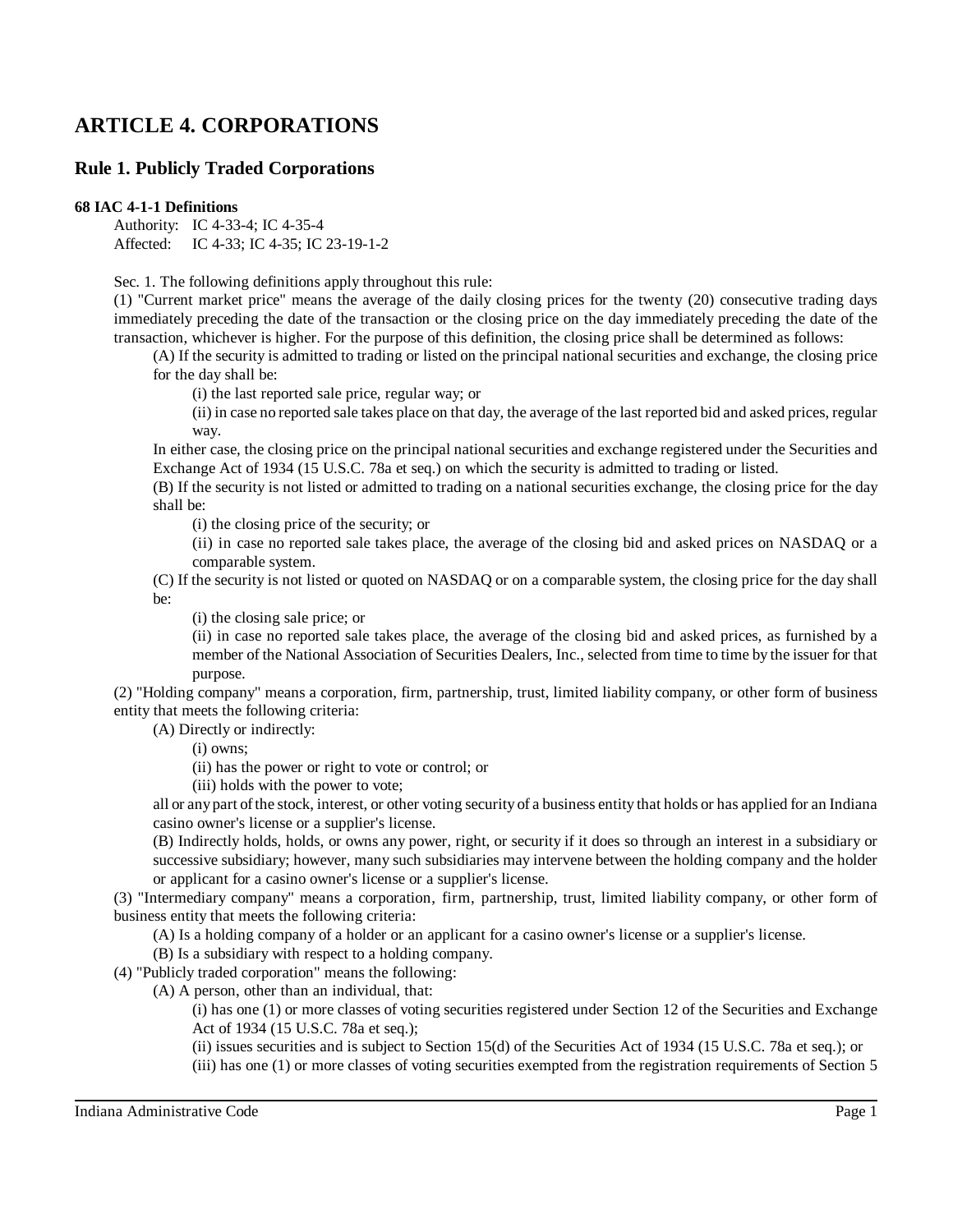# ARTICLE 4. CORPORATIONS

## Rule 1. Publicly Traded Corporations

**68 IAC 4-1-1 Definitions**

Authority: IC 4-33-4; IC 4-35-4
Affected: IC 4-33; IC 4-35; IC 23-19-1-2

Sec. 1. The following definitions apply throughout this rule:

(1) "Current market price" means the average of the daily closing prices for the twenty (20) consecutive trading days immediately preceding the date of the transaction or the closing price on the day immediately preceding the date of the transaction, whichever is higher. For the purpose of this definition, the closing price shall be determined as follows:

(A) If the security is admitted to trading or listed on the principal national securities and exchange, the closing price for the day shall be:

(i) the last reported sale price, regular way; or

(ii) in case no reported sale takes place on that day, the average of the last reported bid and asked prices, regular way.

In either case, the closing price on the principal national securities and exchange registered under the Securities and Exchange Act of 1934 (15 U.S.C. 78a et seq.) on which the security is admitted to trading or listed.

(B) If the security is not listed or admitted to trading on a national securities exchange, the closing price for the day shall be:

(i) the closing price of the security; or

(ii) in case no reported sale takes place, the average of the closing bid and asked prices on NASDAQ or a comparable system.

(C) If the security is not listed or quoted on NASDAQ or on a comparable system, the closing price for the day shall be:

(i) the closing sale price; or

(ii) in case no reported sale takes place, the average of the closing bid and asked prices, as furnished by a member of the National Association of Securities Dealers, Inc., selected from time to time by the issuer for that purpose.

(2) "Holding company" means a corporation, firm, partnership, trust, limited liability company, or other form of business entity that meets the following criteria:

(A) Directly or indirectly:

(i) owns;

(ii) has the power or right to vote or control; or

(iii) holds with the power to vote;

all or any part of the stock, interest, or other voting security of a business entity that holds or has applied for an Indiana casino owner's license or a supplier's license.

(B) Indirectly holds, holds, or owns any power, right, or security if it does so through an interest in a subsidiary or successive subsidiary; however, many such subsidiaries may intervene between the holding company and the holder or applicant for a casino owner's license or a supplier's license.

(3) "Intermediary company" means a corporation, firm, partnership, trust, limited liability company, or other form of business entity that meets the following criteria:

(A) Is a holding company of a holder or an applicant for a casino owner's license or a supplier's license.

(B) Is a subsidiary with respect to a holding company.

(4) "Publicly traded corporation" means the following:

(A) A person, other than an individual, that:

(i) has one (1) or more classes of voting securities registered under Section 12 of the Securities and Exchange Act of 1934 (15 U.S.C. 78a et seq.);

(ii) issues securities and is subject to Section 15(d) of the Securities Act of 1934 (15 U.S.C. 78a et seq.); or

(iii) has one (1) or more classes of voting securities exempted from the registration requirements of Section 5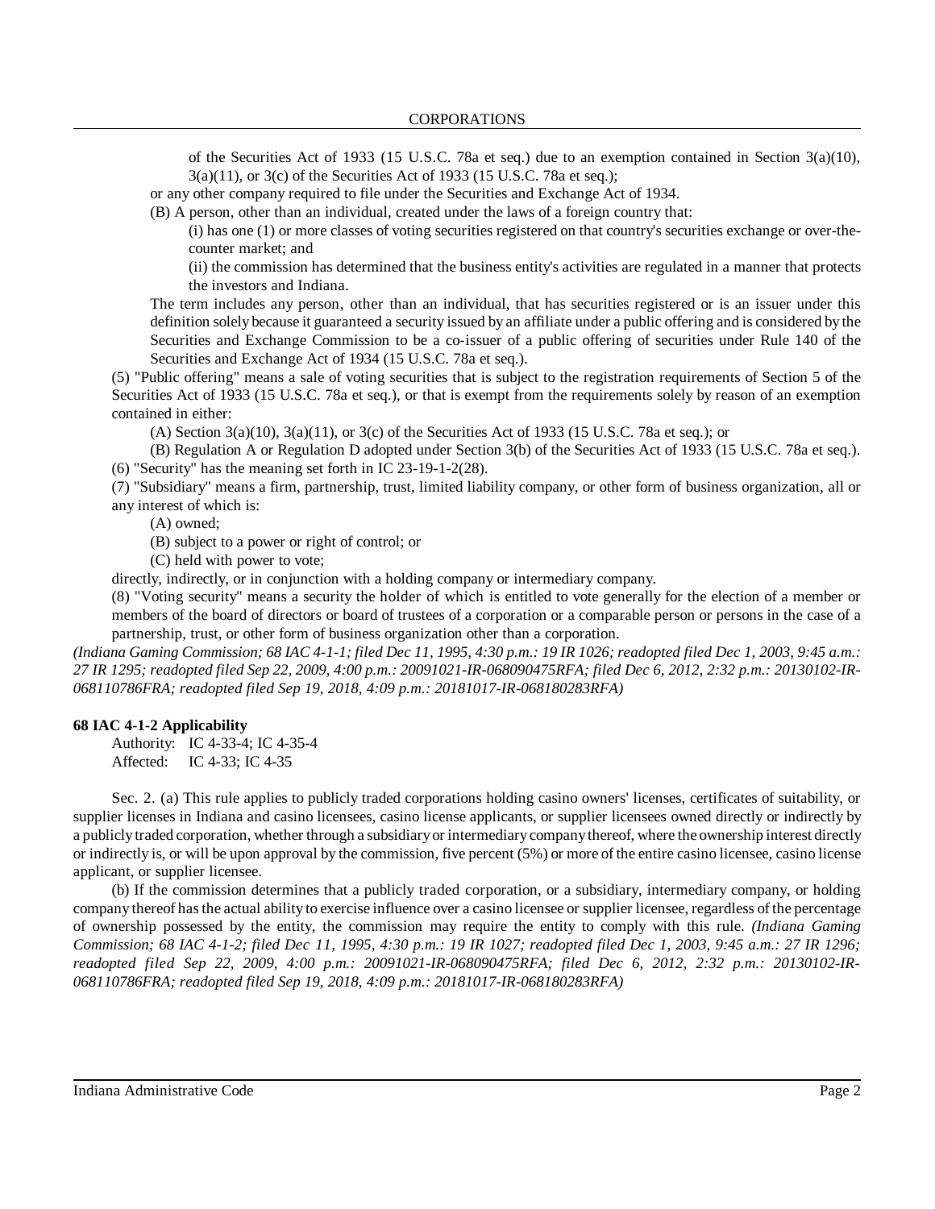of the Securities Act of 1933 (15 U.S.C. 78a et seq.) due to an exemption contained in Section 3(a)(10), 3(a)(11), or 3(c) of the Securities Act of 1933 (15 U.S.C. 78a et seq.);

or any other company required to file under the Securities and Exchange Act of 1934.

(B) A person, other than an individual, created under the laws of a foreign country that:

(i) has one (1) or more classes of voting securities registered on that country's securities exchange or over-the-counter market; and

(ii) the commission has determined that the business entity's activities are regulated in a manner that protects the investors and Indiana.

The term includes any person, other than an individual, that has securities registered or is an issuer under this definition solely because it guaranteed a security issued by an affiliate under a public offering and is considered by the Securities and Exchange Commission to be a co-issuer of a public offering of securities under Rule 140 of the Securities and Exchange Act of 1934 (15 U.S.C. 78a et seq.).

(5) "Public offering" means a sale of voting securities that is subject to the registration requirements of Section 5 of the Securities Act of 1933 (15 U.S.C. 78a et seq.), or that is exempt from the requirements solely by reason of an exemption contained in either:

(A) Section 3(a)(10), 3(a)(11), or 3(c) of the Securities Act of 1933 (15 U.S.C. 78a et seq.); or

(B) Regulation A or Regulation D adopted under Section 3(b) of the Securities Act of 1933 (15 U.S.C. 78a et seq.).

(6) "Security" has the meaning set forth in IC 23-19-1-2(28).

(7) "Subsidiary" means a firm, partnership, trust, limited liability company, or other form of business organization, all or any interest of which is:

(A) owned;

(B) subject to a power or right of control; or

(C) held with power to vote;

directly, indirectly, or in conjunction with a holding company or intermediary company.

(8) "Voting security" means a security the holder of which is entitled to vote generally for the election of a member or members of the board of directors or board of trustees of a corporation or a comparable person or persons in the case of a partnership, trust, or other form of business organization other than a corporation.

*(Indiana Gaming Commission; 68 IAC 4-1-1; filed Dec 11, 1995, 4:30 p.m.: 19 IR 1026; readopted filed Dec 1, 2003, 9:45 a.m.: 27 IR 1295; readopted filed Sep 22, 2009, 4:00 p.m.: 20091021-IR-068090475RFA; filed Dec 6, 2012, 2:32 p.m.: 20130102-IR-068110786FRA; readopted filed Sep 19, 2018, 4:09 p.m.: 20181017-IR-068180283RFA)*

**68 IAC 4-1-2 Applicability**

Authority: IC 4-33-4; IC 4-35-4
Affected: IC 4-33; IC 4-35

Sec. 2. (a) This rule applies to publicly traded corporations holding casino owners' licenses, certificates of suitability, or supplier licenses in Indiana and casino licensees, casino license applicants, or supplier licensees owned directly or indirectly by a publicly traded corporation, whether through a subsidiary or intermediary company thereof, where the ownership interest directly or indirectly is, or will be upon approval by the commission, five percent (5%) or more of the entire casino licensee, casino license applicant, or supplier licensee.

(b) If the commission determines that a publicly traded corporation, or a subsidiary, intermediary company, or holding company thereof has the actual ability to exercise influence over a casino licensee or supplier licensee, regardless of the percentage of ownership possessed by the entity, the commission may require the entity to comply with this rule. *(Indiana Gaming Commission; 68 IAC 4-1-2; filed Dec 11, 1995, 4:30 p.m.: 19 IR 1027; readopted filed Dec 1, 2003, 9:45 a.m.: 27 IR 1296; readopted filed Sep 22, 2009, 4:00 p.m.: 20091021-IR-068090475RFA; filed Dec 6, 2012, 2:32 p.m.: 20130102-IR-068110786FRA; readopted filed Sep 19, 2018, 4:09 p.m.: 20181017-IR-068180283RFA)*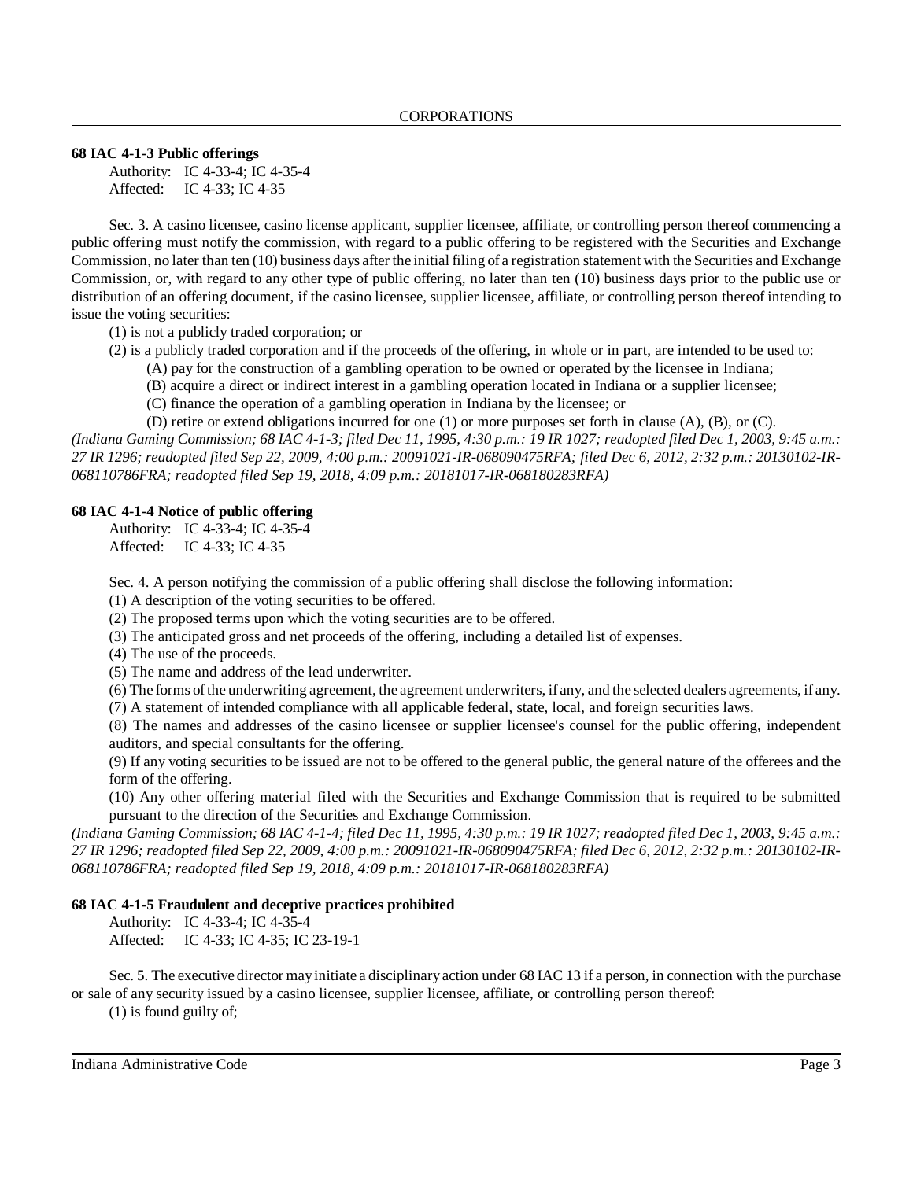**68 IAC 4-1-3 Public offerings**

Authority: IC 4-33-4; IC 4-35-4
Affected: IC 4-33; IC 4-35

Sec. 3. A casino licensee, casino license applicant, supplier licensee, affiliate, or controlling person thereof commencing a public offering must notify the commission, with regard to a public offering to be registered with the Securities and Exchange Commission, no later than ten (10) business days after the initial filing of a registration statement with the Securities and Exchange Commission, or, with regard to any other type of public offering, no later than ten (10) business days prior to the public use or distribution of an offering document, if the casino licensee, supplier licensee, affiliate, or controlling person thereof intending to issue the voting securities:

(1) is not a publicly traded corporation; or
(2) is a publicly traded corporation and if the proceeds of the offering, in whole or in part, are intended to be used to:
 (A) pay for the construction of a gambling operation to be owned or operated by the licensee in Indiana;
 (B) acquire a direct or indirect interest in a gambling operation located in Indiana or a supplier licensee;
 (C) finance the operation of a gambling operation in Indiana by the licensee; or
 (D) retire or extend obligations incurred for one (1) or more purposes set forth in clause (A), (B), or (C).

*(Indiana Gaming Commission; 68 IAC 4-1-3; filed Dec 11, 1995, 4:30 p.m.: 19 IR 1027; readopted filed Dec 1, 2003, 9:45 a.m.: 27 IR 1296; readopted filed Sep 22, 2009, 4:00 p.m.: 20091021-IR-068090475RFA; filed Dec 6, 2012, 2:32 p.m.: 20130102-IR-068110786FRA; readopted filed Sep 19, 2018, 4:09 p.m.: 20181017-IR-068180283RFA)*

**68 IAC 4-1-4 Notice of public offering**

Authority: IC 4-33-4; IC 4-35-4
Affected: IC 4-33; IC 4-35

Sec. 4. A person notifying the commission of a public offering shall disclose the following information:

(1) A description of the voting securities to be offered.
(2) The proposed terms upon which the voting securities are to be offered.
(3) The anticipated gross and net proceeds of the offering, including a detailed list of expenses.
(4) The use of the proceeds.
(5) The name and address of the lead underwriter.
(6) The forms of the underwriting agreement, the agreement underwriters, if any, and the selected dealers agreements, if any.
(7) A statement of intended compliance with all applicable federal, state, local, and foreign securities laws.
(8) The names and addresses of the casino licensee or supplier licensee's counsel for the public offering, independent auditors, and special consultants for the offering.
(9) If any voting securities to be issued are not to be offered to the general public, the general nature of the offerees and the form of the offering.
(10) Any other offering material filed with the Securities and Exchange Commission that is required to be submitted pursuant to the direction of the Securities and Exchange Commission.

*(Indiana Gaming Commission; 68 IAC 4-1-4; filed Dec 11, 1995, 4:30 p.m.: 19 IR 1027; readopted filed Dec 1, 2003, 9:45 a.m.: 27 IR 1296; readopted filed Sep 22, 2009, 4:00 p.m.: 20091021-IR-068090475RFA; filed Dec 6, 2012, 2:32 p.m.: 20130102-IR-068110786FRA; readopted filed Sep 19, 2018, 4:09 p.m.: 20181017-IR-068180283RFA)*

**68 IAC 4-1-5 Fraudulent and deceptive practices prohibited**

Authority: IC 4-33-4; IC 4-35-4
Affected: IC 4-33; IC 4-35; IC 23-19-1

Sec. 5. The executive director may initiate a disciplinary action under 68 IAC 13 if a person, in connection with the purchase or sale of any security issued by a casino licensee, supplier licensee, affiliate, or controlling person thereof:

(1) is found guilty of;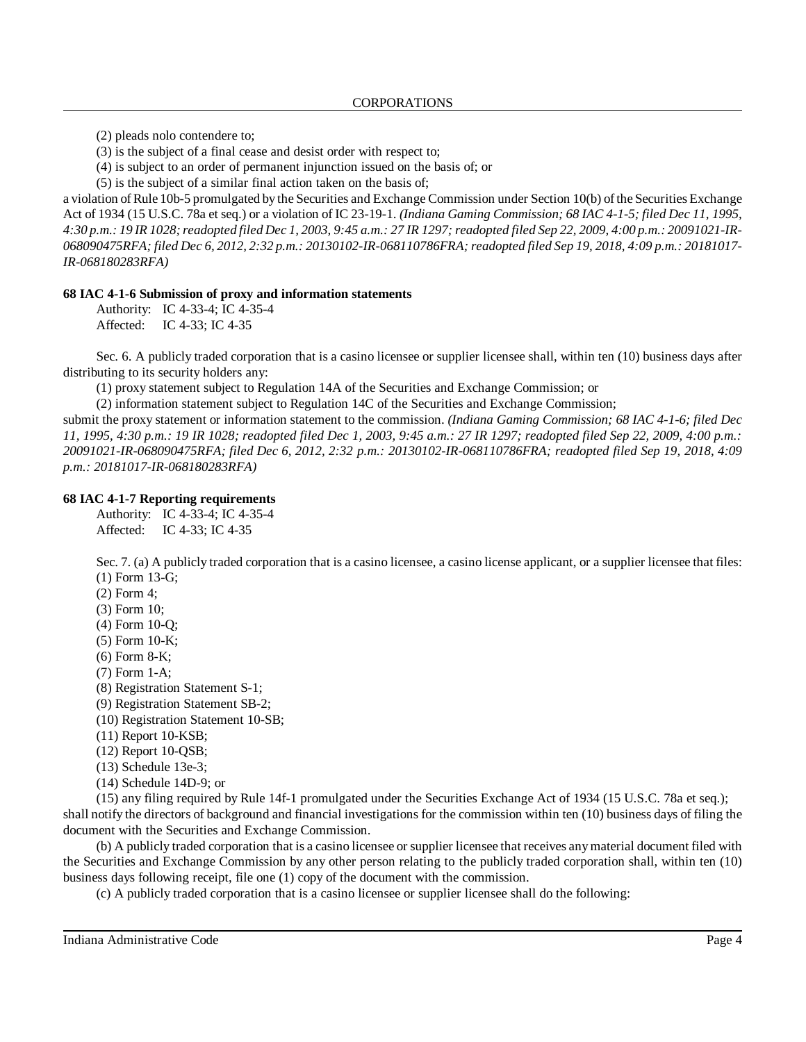(2) pleads nolo contendere to;

(3) is the subject of a final cease and desist order with respect to;

(4) is subject to an order of permanent injunction issued on the basis of; or

(5) is the subject of a similar final action taken on the basis of;

a violation of Rule 10b-5 promulgated by the Securities and Exchange Commission under Section 10(b) of the Securities Exchange Act of 1934 (15 U.S.C. 78a et seq.) or a violation of IC 23-19-1. *(Indiana Gaming Commission; 68 IAC 4-1-5; filed Dec 11, 1995, 4:30 p.m.: 19 IR 1028; readopted filed Dec 1, 2003, 9:45 a.m.: 27 IR 1297; readopted filed Sep 22, 2009, 4:00 p.m.: 20091021-IR-068090475RFA; filed Dec 6, 2012, 2:32 p.m.: 20130102-IR-068110786FRA; readopted filed Sep 19, 2018, 4:09 p.m.: 20181017-IR-068180283RFA)*

**68 IAC 4-1-6 Submission of proxy and information statements**

Authority: IC 4-33-4; IC 4-35-4
Affected: IC 4-33; IC 4-35

Sec. 6. A publicly traded corporation that is a casino licensee or supplier licensee shall, within ten (10) business days after distributing to its security holders any:

(1) proxy statement subject to Regulation 14A of the Securities and Exchange Commission; or

(2) information statement subject to Regulation 14C of the Securities and Exchange Commission;

submit the proxy statement or information statement to the commission. *(Indiana Gaming Commission; 68 IAC 4-1-6; filed Dec 11, 1995, 4:30 p.m.: 19 IR 1028; readopted filed Dec 1, 2003, 9:45 a.m.: 27 IR 1297; readopted filed Sep 22, 2009, 4:00 p.m.: 20091021-IR-068090475RFA; filed Dec 6, 2012, 2:32 p.m.: 20130102-IR-068110786FRA; readopted filed Sep 19, 2018, 4:09 p.m.: 20181017-IR-068180283RFA)*

**68 IAC 4-1-7 Reporting requirements**

Authority: IC 4-33-4; IC 4-35-4
Affected: IC 4-33; IC 4-35

Sec. 7. (a) A publicly traded corporation that is a casino licensee, a casino license applicant, or a supplier licensee that files:

(1) Form 13-G;

(2) Form 4;

(3) Form 10;

(4) Form 10-Q;

(5) Form 10-K;

(6) Form 8-K;

(7) Form 1-A;

(8) Registration Statement S-1;

(9) Registration Statement SB-2;

(10) Registration Statement 10-SB;

(11) Report 10-KSB;

(12) Report 10-QSB;

(13) Schedule 13e-3;

(14) Schedule 14D-9; or

(15) any filing required by Rule 14f-1 promulgated under the Securities Exchange Act of 1934 (15 U.S.C. 78a et seq.);

shall notify the directors of background and financial investigations for the commission within ten (10) business days of filing the document with the Securities and Exchange Commission.

(b) A publicly traded corporation that is a casino licensee or supplier licensee that receives any material document filed with the Securities and Exchange Commission by any other person relating to the publicly traded corporation shall, within ten (10) business days following receipt, file one (1) copy of the document with the commission.

(c) A publicly traded corporation that is a casino licensee or supplier licensee shall do the following: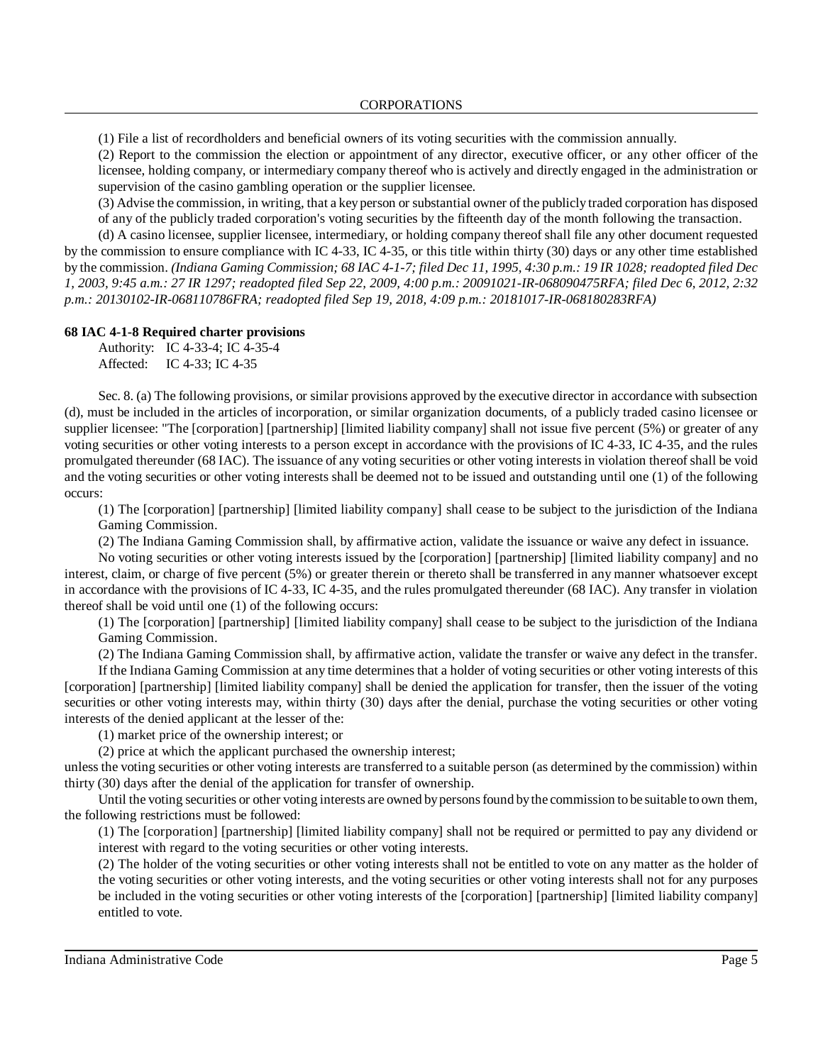(1) File a list of recordholders and beneficial owners of its voting securities with the commission annually.

(2) Report to the commission the election or appointment of any director, executive officer, or any other officer of the licensee, holding company, or intermediary company thereof who is actively and directly engaged in the administration or supervision of the casino gambling operation or the supplier licensee.

(3) Advise the commission, in writing, that a key person or substantial owner of the publicly traded corporation has disposed of any of the publicly traded corporation's voting securities by the fifteenth day of the month following the transaction.

(d) A casino licensee, supplier licensee, intermediary, or holding company thereof shall file any other document requested by the commission to ensure compliance with IC 4-33, IC 4-35, or this title within thirty (30) days or any other time established by the commission. *(Indiana Gaming Commission; 68 IAC 4-1-7; filed Dec 11, 1995, 4:30 p.m.: 19 IR 1028; readopted filed Dec 1, 2003, 9:45 a.m.: 27 IR 1297; readopted filed Sep 22, 2009, 4:00 p.m.: 20091021-IR-068090475RFA; filed Dec 6, 2012, 2:32 p.m.: 20130102-IR-068110786FRA; readopted filed Sep 19, 2018, 4:09 p.m.: 20181017-IR-068180283RFA)*

**68 IAC 4-1-8 Required charter provisions**

Authority: IC 4-33-4; IC 4-35-4
Affected: IC 4-33; IC 4-35

Sec. 8. (a) The following provisions, or similar provisions approved by the executive director in accordance with subsection (d), must be included in the articles of incorporation, or similar organization documents, of a publicly traded casino licensee or supplier licensee: "The [corporation] [partnership] [limited liability company] shall not issue five percent (5%) or greater of any voting securities or other voting interests to a person except in accordance with the provisions of IC 4-33, IC 4-35, and the rules promulgated thereunder (68 IAC). The issuance of any voting securities or other voting interests in violation thereof shall be void and the voting securities or other voting interests shall be deemed not to be issued and outstanding until one (1) of the following occurs:

(1) The [corporation] [partnership] [limited liability company] shall cease to be subject to the jurisdiction of the Indiana Gaming Commission.

(2) The Indiana Gaming Commission shall, by affirmative action, validate the issuance or waive any defect in issuance.

No voting securities or other voting interests issued by the [corporation] [partnership] [limited liability company] and no interest, claim, or charge of five percent (5%) or greater therein or thereto shall be transferred in any manner whatsoever except in accordance with the provisions of IC 4-33, IC 4-35, and the rules promulgated thereunder (68 IAC). Any transfer in violation thereof shall be void until one (1) of the following occurs:

(1) The [corporation] [partnership] [limited liability company] shall cease to be subject to the jurisdiction of the Indiana Gaming Commission.

(2) The Indiana Gaming Commission shall, by affirmative action, validate the transfer or waive any defect in the transfer.

If the Indiana Gaming Commission at any time determines that a holder of voting securities or other voting interests of this [corporation] [partnership] [limited liability company] shall be denied the application for transfer, then the issuer of the voting securities or other voting interests may, within thirty (30) days after the denial, purchase the voting securities or other voting interests of the denied applicant at the lesser of the:

(1) market price of the ownership interest; or

(2) price at which the applicant purchased the ownership interest;

unless the voting securities or other voting interests are transferred to a suitable person (as determined by the commission) within thirty (30) days after the denial of the application for transfer of ownership.

Until the voting securities or other voting interests are owned by persons found by the commission to be suitable to own them, the following restrictions must be followed:

(1) The [corporation] [partnership] [limited liability company] shall not be required or permitted to pay any dividend or interest with regard to the voting securities or other voting interests.

(2) The holder of the voting securities or other voting interests shall not be entitled to vote on any matter as the holder of the voting securities or other voting interests, and the voting securities or other voting interests shall not for any purposes be included in the voting securities or other voting interests of the [corporation] [partnership] [limited liability company] entitled to vote.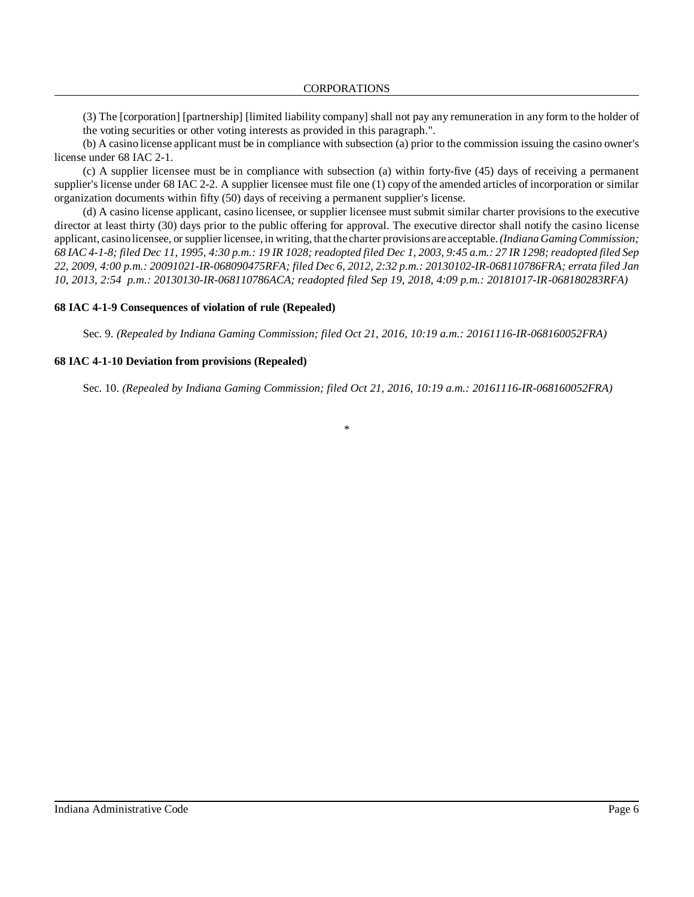(3) The [corporation] [partnership] [limited liability company] shall not pay any remuneration in any form to the holder of the voting securities or other voting interests as provided in this paragraph.".

(b) A casino license applicant must be in compliance with subsection (a) prior to the commission issuing the casino owner's license under 68 IAC 2-1.

(c) A supplier licensee must be in compliance with subsection (a) within forty-five (45) days of receiving a permanent supplier's license under 68 IAC 2-2. A supplier licensee must file one (1) copy of the amended articles of incorporation or similar organization documents within fifty (50) days of receiving a permanent supplier's license.

(d) A casino license applicant, casino licensee, or supplier licensee must submit similar charter provisions to the executive director at least thirty (30) days prior to the public offering for approval. The executive director shall notify the casino license applicant, casino licensee, or supplier licensee, in writing, that the charter provisions are acceptable. *(Indiana Gaming Commission; 68 IAC 4-1-8; filed Dec 11, 1995, 4:30 p.m.: 19 IR 1028; readopted filed Dec 1, 2003, 9:45 a.m.: 27 IR 1298; readopted filed Sep 22, 2009, 4:00 p.m.: 20091021-IR-068090475RFA; filed Dec 6, 2012, 2:32 p.m.: 20130102-IR-068110786FRA; errata filed Jan 10, 2013, 2:54 p.m.: 20130130-IR-068110786ACA; readopted filed Sep 19, 2018, 4:09 p.m.: 20181017-IR-068180283RFA)*

**68 IAC 4-1-9 Consequences of violation of rule (Repealed)**

Sec. 9. *(Repealed by Indiana Gaming Commission; filed Oct 21, 2016, 10:19 a.m.: 20161116-IR-068160052FRA)*

**68 IAC 4-1-10 Deviation from provisions (Repealed)**

Sec. 10. *(Repealed by Indiana Gaming Commission; filed Oct 21, 2016, 10:19 a.m.: 20161116-IR-068160052FRA)*

*